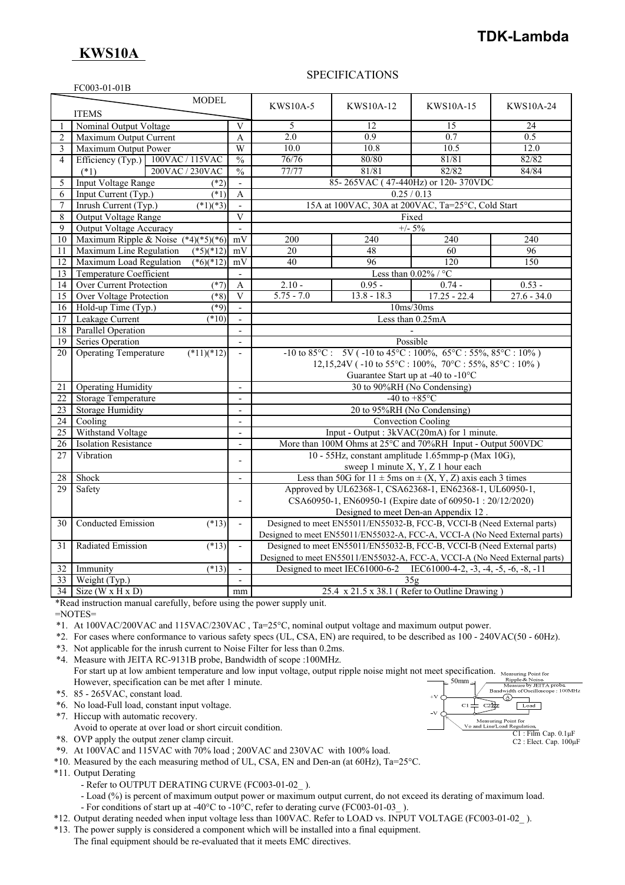**KWS10A**

**TDK-Lambda**

## SPECIFICATIONS

FC003-01-01B

| | ITEMS / MODEL | | | KWS10A-5 | KWS10A-12 | KWS10A-15 | KWS10A-24 |
|---|---|---|---|---|---|---|---|
| 1 | Nominal Output Voltage | | V | 5 | 12 | 15 | 24 |
| 2 | Maximum Output Current | | A | 2.0 | 0.9 | 0.7 | 0.5 |
| 3 | Maximum Output Power | | W | 10.0 | 10.8 | 10.5 | 12.0 |
| 4 | Efficiency (Typ.) (*1) | 100VAC / 115VAC | % | 76/76 | 80/80 | 81/81 | 82/82 |
| | | 200VAC / 230VAC | % | 77/77 | 81/81 | 82/82 | 84/84 |
| 5 | Input Voltage Range (*2) | | - | 85- 265VAC ( 47-440Hz) or 120- 370VDC | | | |
| 6 | Input Current (Typ.) (*1) | | A | 0.25 / 0.13 | | | |
| 7 | Inrush Current (Typ.) (*1)(*3) | | - | 15A at 100VAC, 30A at 200VAC, Ta=25°C, Cold Start | | | |
| 8 | Output Voltage Range | | V | Fixed | | | |
| 9 | Output Voltage Accuracy | | - | +/- 5% | | | |
| 10 | Maximum Ripple & Noise (*4)(*5)(*6) | | mV | 200 | 240 | 240 | 240 |
| 11 | Maximum Line Regulation (*5)(*12) | | mV | 20 | 48 | 60 | 96 |
| 12 | Maximum Load Regulation (*6)(*12) | | mV | 40 | 96 | 120 | 150 |
| 13 | Temperature Coefficient | | - | Less than 0.02% / °C | | | |
| 14 | Over Current Protection (*7) | | A | 2.10 - | 0.95 - | 0.74 - | 0.53 - |
| 15 | Over Voltage Protection (*8) | | V | 5.75 - 7.0 | 13.8 - 18.3 | 17.25 - 22.4 | 27.6 - 34.0 |
| 16 | Hold-up Time (Typ.) (*9) | | - | 10ms/30ms | | | |
| 17 | Leakage Current (*10) | | - | Less than 0.25mA | | | |
| 18 | Parallel Operation | | - | - | | | |
| 19 | Series Operation | | - | Possible | | | |
| 20 | Operating Temperature (*11)(*12) | | - | -10 to 85°C : 5V ( -10 to 45°C : 100%, 65°C : 55%, 85°C : 10% )<br>12,15,24V ( -10 to 55°C : 100%, 70°C : 55%, 85°C : 10% )<br>Guarantee Start up at -40 to -10°C | | | |
| 21 | Operating Humidity | | - | 30 to 90%RH (No Condensing) | | | |
| 22 | Storage Temperature | | - | -40 to +85°C | | | |
| 23 | Storage Humidity | | - | 20 to 95%RH (No Condensing) | | | |
| 24 | Cooling | | - | Convection Cooling | | | |
| 25 | Withstand Voltage | | - | Input - Output : 3kVAC(20mA) for 1 minute. | | | |
| 26 | Isolation Resistance | | - | More than 100M Ohms at 25°C and 70%RH Input - Output 500VDC | | | |
| 27 | Vibration | | - | 10 - 55Hz, constant amplitude 1.65mmp-p (Max 10G),<br>sweep 1 minute X, Y, Z 1 hour each | | | |
| 28 | Shock | | - | Less than 50G for 11 ± 5ms on ± (X, Y, Z) axis each 3 times | | | |
| 29 | Safety | | - | Approved by UL62368-1, CSA62368-1, EN62368-1, UL60950-1,<br>CSA60950-1, EN60950-1 (Expire date of 60950-1 : 20/12/2020)<br>Designed to meet Den-an Appendix 12 . | | | |
| 30 | Conducted Emission (*13) | | - | Designed to meet EN55011/EN55032-B, FCC-B, VCCI-B (Need External parts)<br>Designed to meet EN55011/EN55032-A, FCC-A, VCCI-A (No Need External parts) | | | |
| 31 | Radiated Emission (*13) | | - | Designed to meet EN55011/EN55032-B, FCC-B, VCCI-B (Need External parts)<br>Designed to meet EN55011/EN55032-A, FCC-A, VCCI-A (No Need External parts) | | | |
| 32 | Immunity (*13) | | - | Designed to meet IEC61000-6-2 IEC61000-4-2, -3, -4, -5, -6, -8, -11 | | | |
| 33 | Weight (Typ.) | | - | 35g | | | |
| 34 | Size (W x H x D) | | mm | 25.4 x 21.5 x 38.1 ( Refer to Outline Drawing ) | | | |

*Read instruction manual carefully, before using the power supply unit.

=NOTES=

*1. At 100VAC/200VAC and 115VAC/230VAC , Ta=25°C, nominal output voltage and maximum output power.

*2. For cases where conformance to various safety specs (UL, CSA, EN) are required, to be described as 100 - 240VAC(50 - 60Hz).

*3. Not applicable for the inrush current to Noise Filter for less than 0.2ms.

*4. Measure with JEITA RC-9131B probe, Bandwidth of scope :100MHz.
For start up at low ambient temperature and low input voltage, output ripple noise might not meet specification.
However, specification can be met after 1 minute.

*5. 85 - 265VAC, constant load.

*6. No load-Full load, constant input voltage.

*7. Hiccup with automatic recovery.
Avoid to operate at over load or short circuit condition.

*8. OVP apply the output zener clamp circuit.

*9. At 100VAC and 115VAC with 70% load ; 200VAC and 230VAC with 100% load.

*10. Measured by the each measuring method of UL, CSA, EN and Den-an (at 60Hz), Ta=25°C.

*11. Output Derating
- Refer to OUTPUT DERATING CURVE (FC003-01-02_ ).
- Load (%) is percent of maximum output power or maximum output current, do not exceed its derating of maximum load.
- For conditions of start up at -40°C to -10°C, refer to derating curve (FC003-01-03_ ).

*12. Output derating needed when input voltage less than 100VAC. Refer to LOAD vs. INPUT VOLTAGE (FC003-01-02_ ).

*13. The power supply is considered a component which will be installed into a final equipment.
The final equipment should be re-evaluated that it meets EMC directives.

Measuring Point for Ripple & Noise
Measure by JEITA probe
Bandwidth of Oscilloscope : 100MHz
50mm
+V
-V
C1 C2
Load
Measuring Point for Vo and Line/Load Regulation
C1 : Film Cap. 0.1μF
C2 : Elect. Cap. 100μF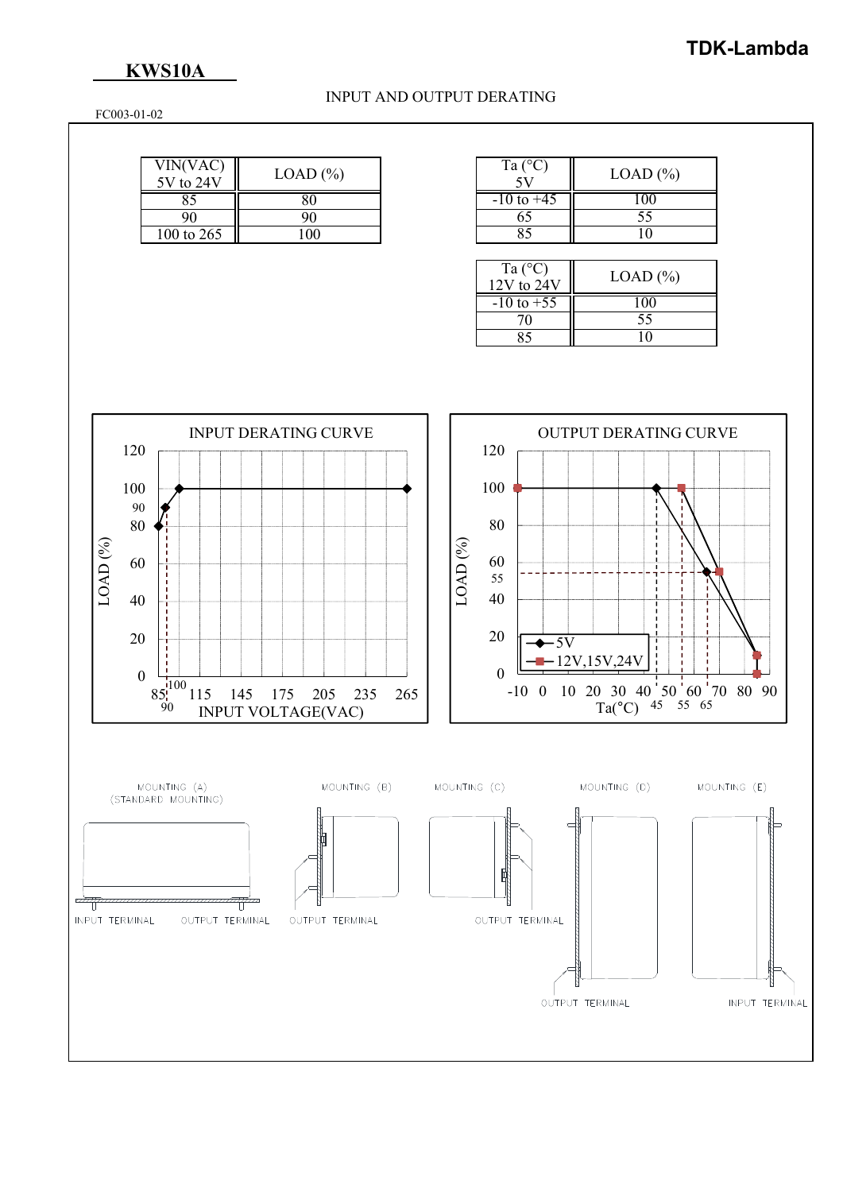# KWS10A

## INPUT AND OUTPUT DERATING

FC003-01-02

| VIN(VAC) 5V to 24V | LOAD (%) |
|---|---|
| 85 | 80 |
| 90 | 90 |
| 100 to 265 | 100 |

| Ta (°C) 5V | LOAD (%) |
|---|---|
| -10 to +45 | 100 |
| 65 | 55 |
| 85 | 10 |

| Ta (°C) 12V to 24V | LOAD (%) |
|---|---|
| -10 to +55 | 100 |
| 70 | 55 |
| 85 | 10 |

INPUT DERATING CURVE

LOAD (%) vs. INPUT VOLTAGE(VAC)

OUTPUT DERATING CURVE

LOAD (%) vs. Ta(°C)

- 5V
- 12V,15V,24V

MOUNTING (A) (STANDARD MOUNTING)

MOUNTING (B)

MOUNTING (C)

MOUNTING (D)

MOUNTING (E)

INPUT TERMINAL, OUTPUT TERMINAL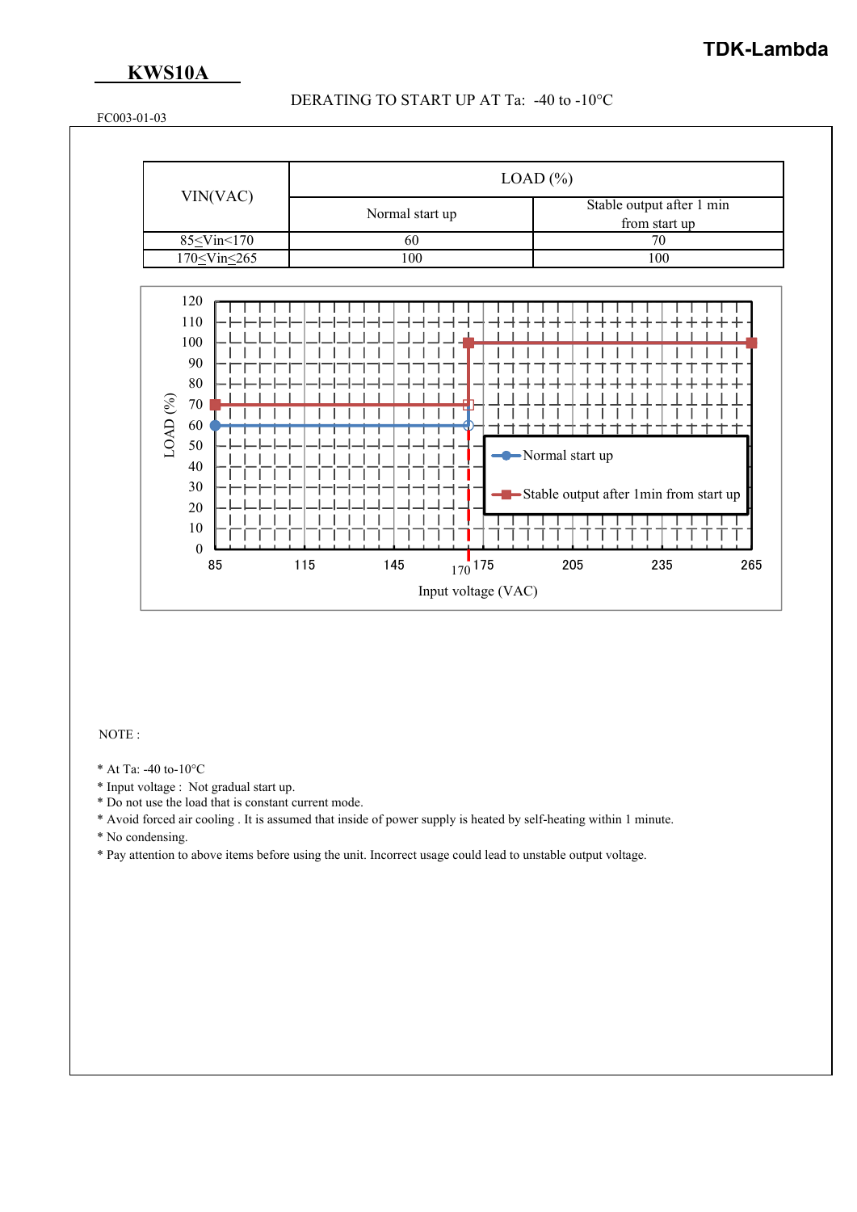**KWS10A**

**TDK-Lambda**

DERATING TO START UP AT Ta: -40 to -10°C

FC003-01-03

| VIN(VAC) | LOAD (%) | |
|---|---|---|
| | Normal start up | Stable output after 1 min from start up |
| 85≤Vin<170 | 60 | 70 |
| 170≤Vin≤265 | 100 | 100 |

LOAD (%)

120
110
100
90
80
70
60
50
40
30
20
10
0

85
115
145
170
175
205
235
265

Input voltage (VAC)

Normal start up

Stable output after 1min from start up

NOTE :

* At Ta: -40 to-10°C
* Input voltage : Not gradual start up.
* Do not use the load that is constant current mode.
* Avoid forced air cooling . It is assumed that inside of power supply is heated by self-heating within 1 minute.
* No condensing.
* Pay attention to above items before using the unit. Incorrect usage could lead to unstable output voltage.